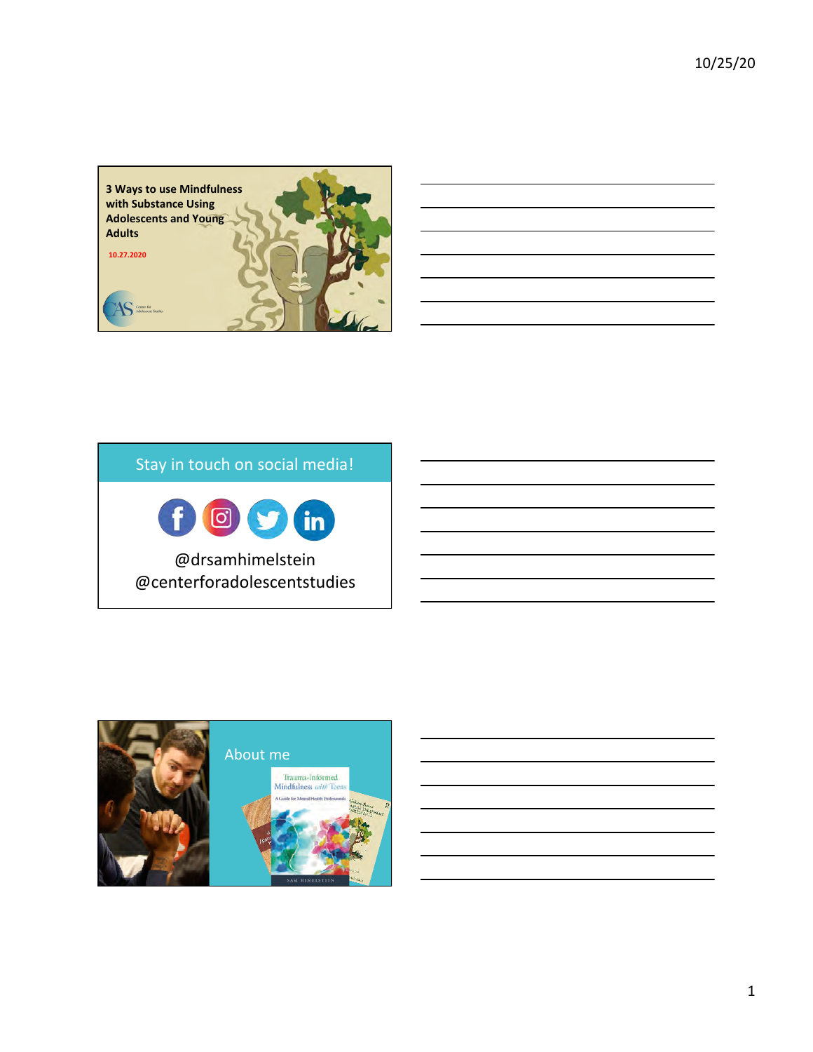3 Ways to use Mindfulness with Substance Using Adolescents and Young Adults

10.27.2020

CAS Center for Adolescent Studies

Stay in touch on social media!

@drsamhimelstein
@centerforadolescentstudies

About me

Trauma-Informed Mindfulness with Teens
A Guide for Mental Health Professionals
SAM HIMELSTEIN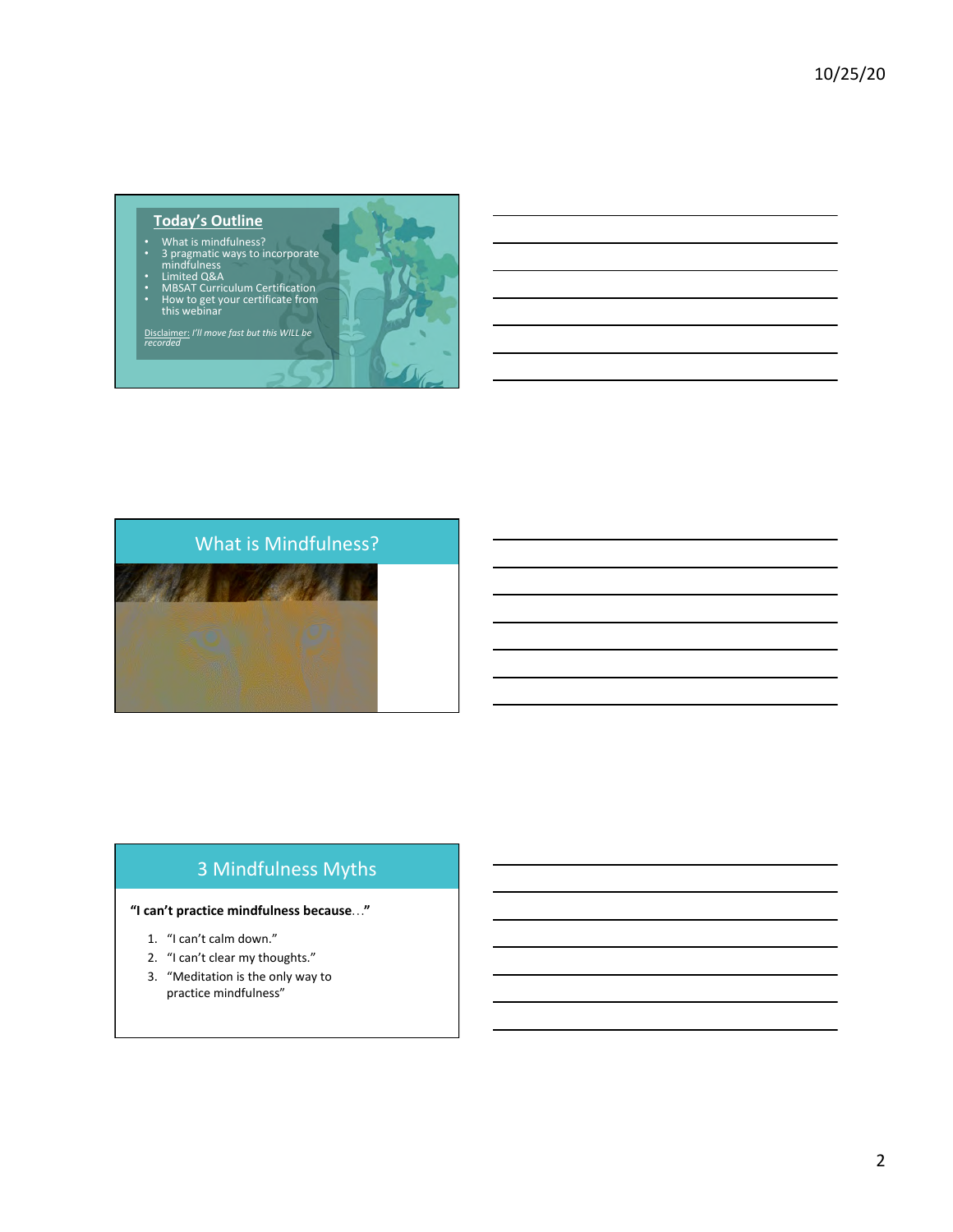## Today's Outline

- What is mindfulness?
- 3 pragmatic ways to incorporate mindfulness
- Limited Q&A
- MBSAT Curriculum Certification
- How to get your certificate from this webinar

Disclaimer: *I'll move fast but this WILL be recorded*

## What is Mindfulness?

## 3 Mindfulness Myths

**"I can't practice mindfulness because…"**

1. "I can't calm down."
2. "I can't clear my thoughts."
3. "Meditation is the only way to practice mindfulness"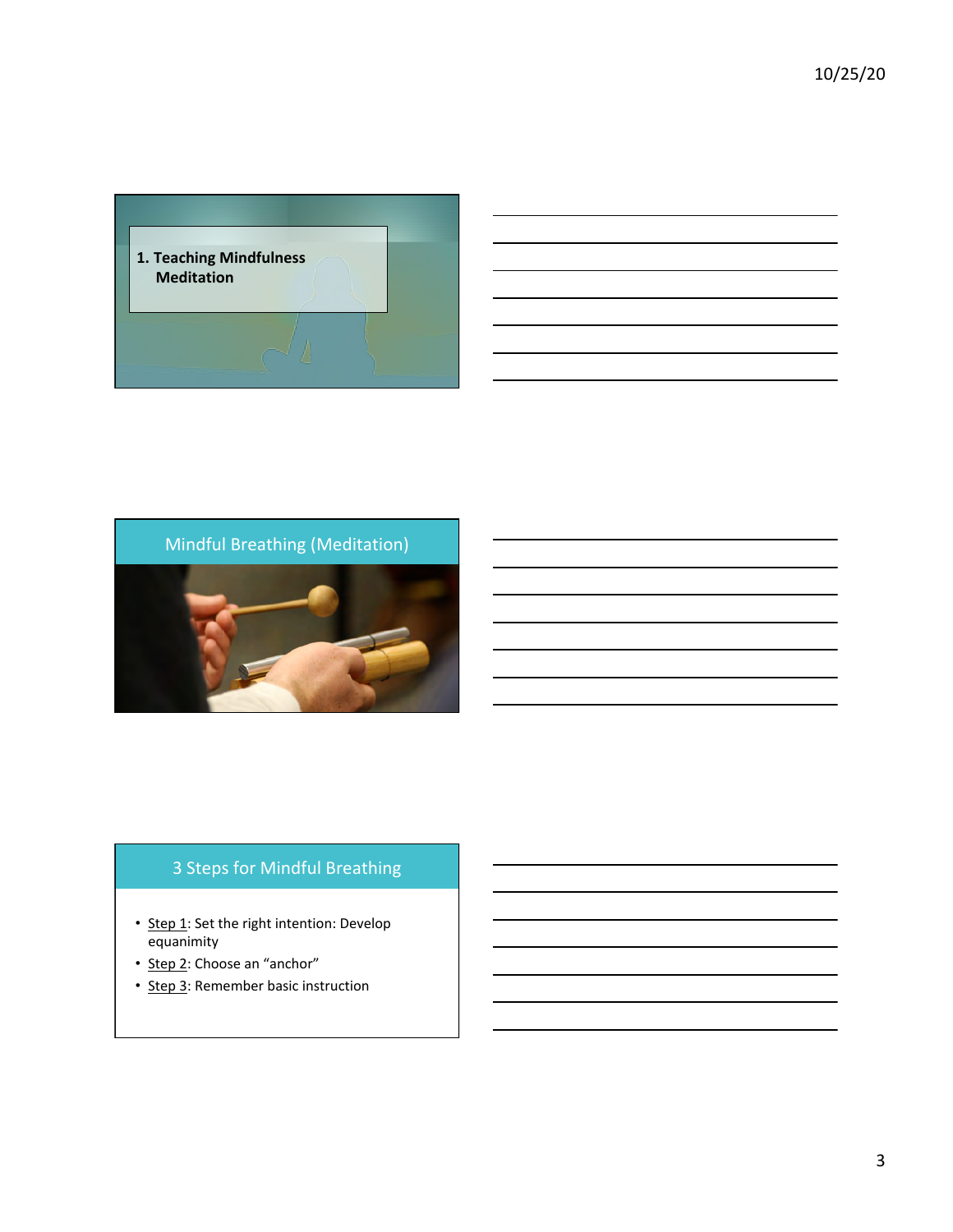## 1. Teaching Mindfulness Meditation

## Mindful Breathing (Meditation)

## 3 Steps for Mindful Breathing

- Step 1: Set the right intention: Develop equanimity
- Step 2: Choose an "anchor"
- Step 3: Remember basic instruction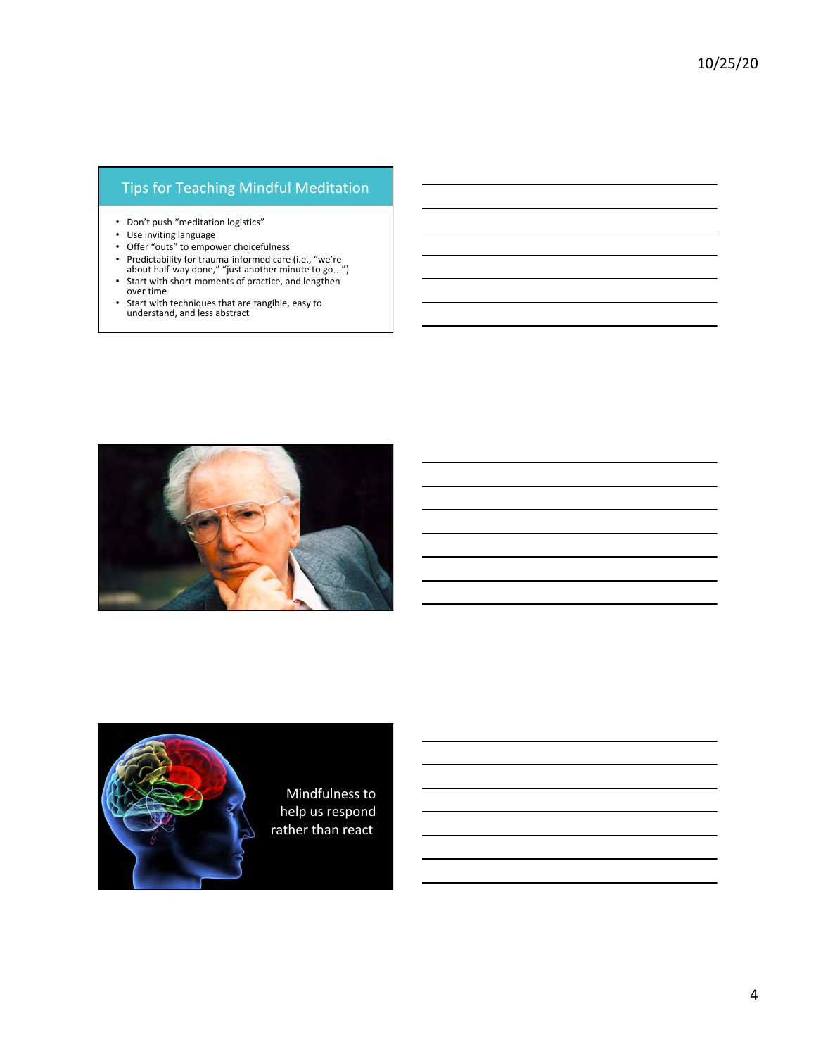## Tips for Teaching Mindful Meditation

- Don't push "meditation logistics"
- Use inviting language
- Offer "outs" to empower choicefulness
- Predictability for trauma-informed care (i.e., "we're about half-way done," "just another minute to go…")
- Start with short moments of practice, and lengthen over time
- Start with techniques that are tangible, easy to understand, and less abstract

Mindfulness to help us respond rather than react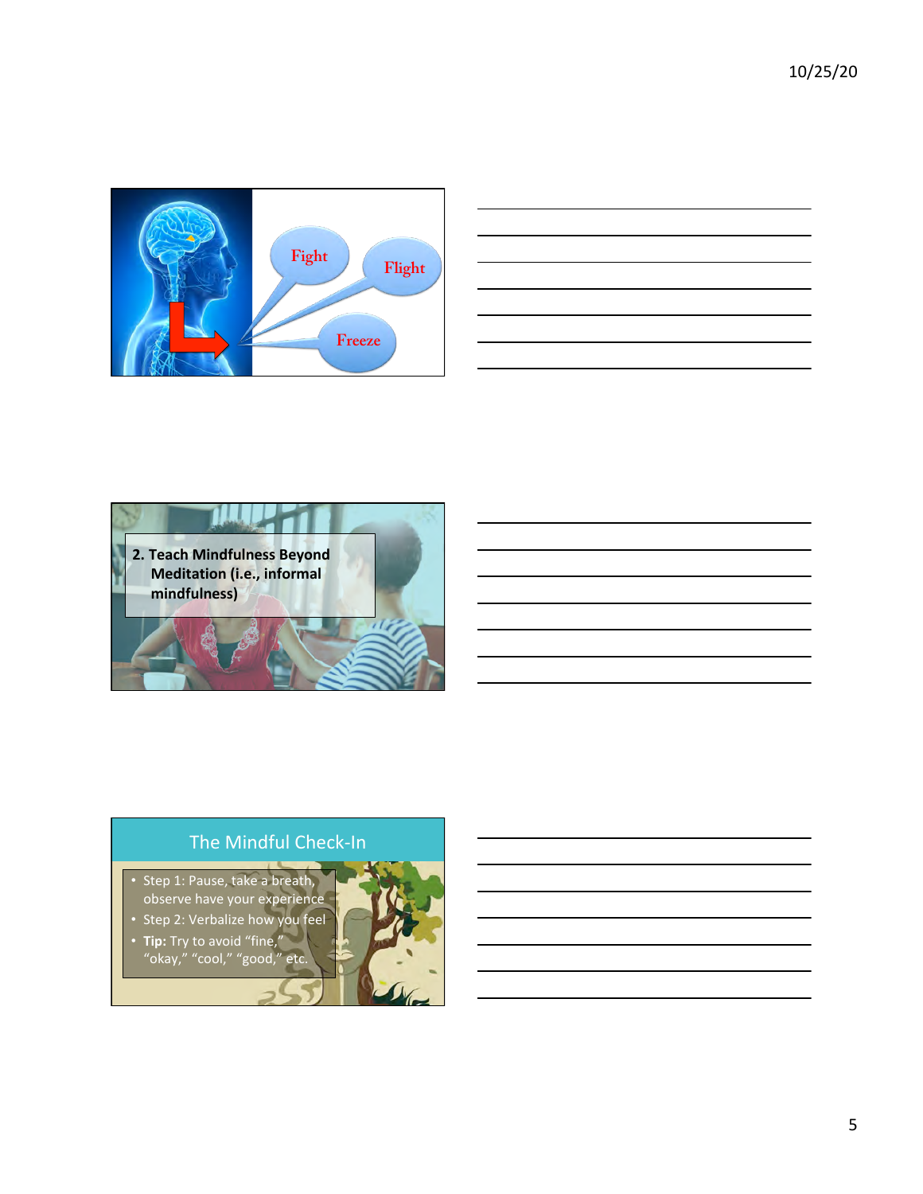Fight

Flight

Freeze

**2. Teach Mindfulness Beyond Meditation (i.e., informal mindfulness)**

## The Mindful Check-In

- Step 1: Pause, take a breath, observe have your experience
- Step 2: Verbalize how you feel
- **Tip:** Try to avoid “fine,” “okay,” “cool,” “good,” etc.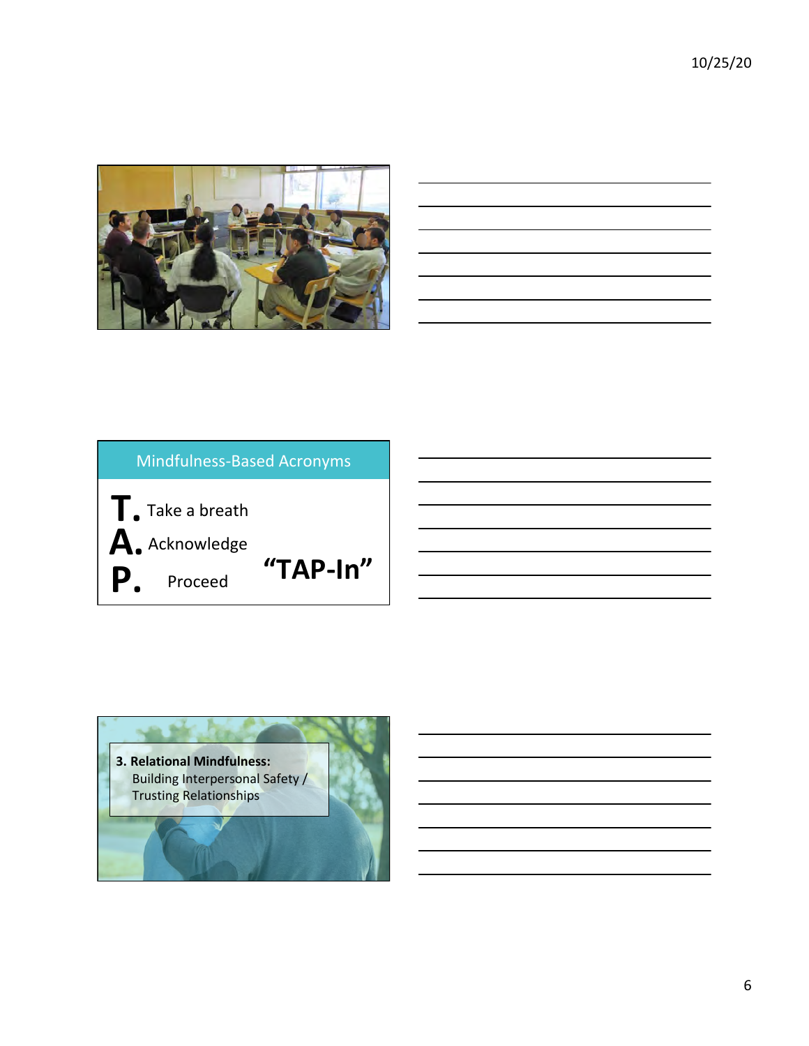## Mindfulness-Based Acronyms

**T.** Take a breath
**A.** Acknowledge
**P.** Proceed

**"TAP-In"**

**3. Relational Mindfulness:**
Building Interpersonal Safety / Trusting Relationships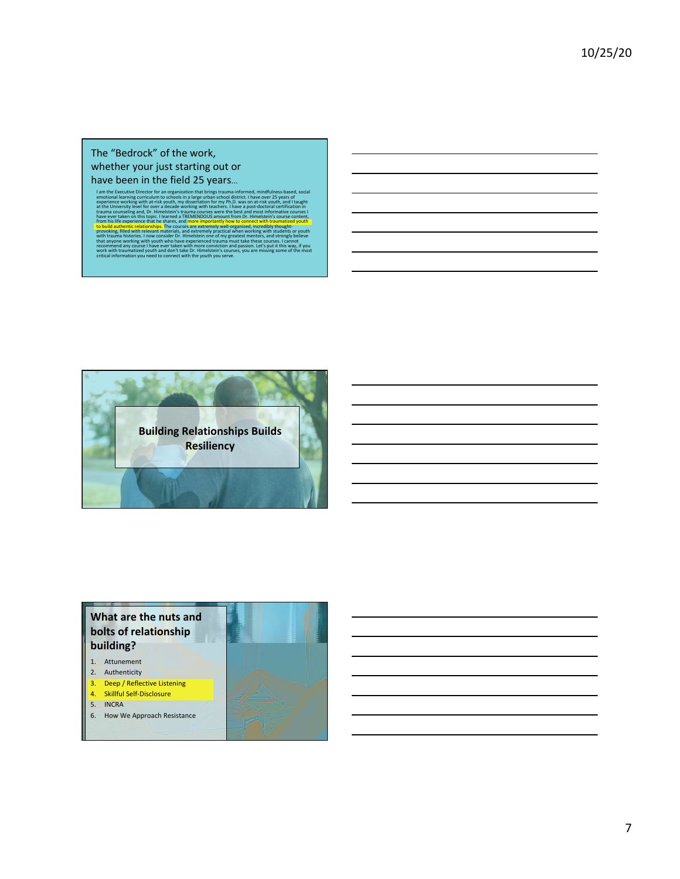## The "Bedrock" of the work, whether your just starting out or have been in the field 25 years…

I am the Executive Director for an organization that brings trauma-informed, mindfulness-based, social emotional learning curriculum to schools in a large urban school district. I have over 25 years of experience working with at-risk youth, my dissertation for my Ph.D. was on at-risk youth, and I taught at the University level for over a decade working with teachers. I have a post-doctoral certification in trauma counseling and, Dr. Himelstein's trauma courses were the best and most informative courses I have ever taken on this topic. I learned a TREMENDOUS amount from Dr. Himelstein's course content, from his life experience that he shares, and more importantly how to connect with traumatized youth to build authentic relationships. The courses are extremely well-organized, incredibly thought-provoking, filled with relevant materials, and extremely practical when working with students or youth with trauma histories. I now consider Dr. Himelstein one of my greatest mentors, and strongly believe that anyone working with youth who have experienced trauma must take these courses. I cannot recommend any course I have ever taken with more conviction and passion. Let's put it this way, if you work with traumatized youth and don't take Dr. Himelstein's courses, you are missing some of the most critical information you need to connect with the youth you serve.

## Building Relationships Builds Resiliency

## What are the nuts and bolts of relationship building?

1. Attunement
2. Authenticity
3. Deep / Reflective Listening
4. Skillful Self-Disclosure
5. INCRA
6. How We Approach Resistance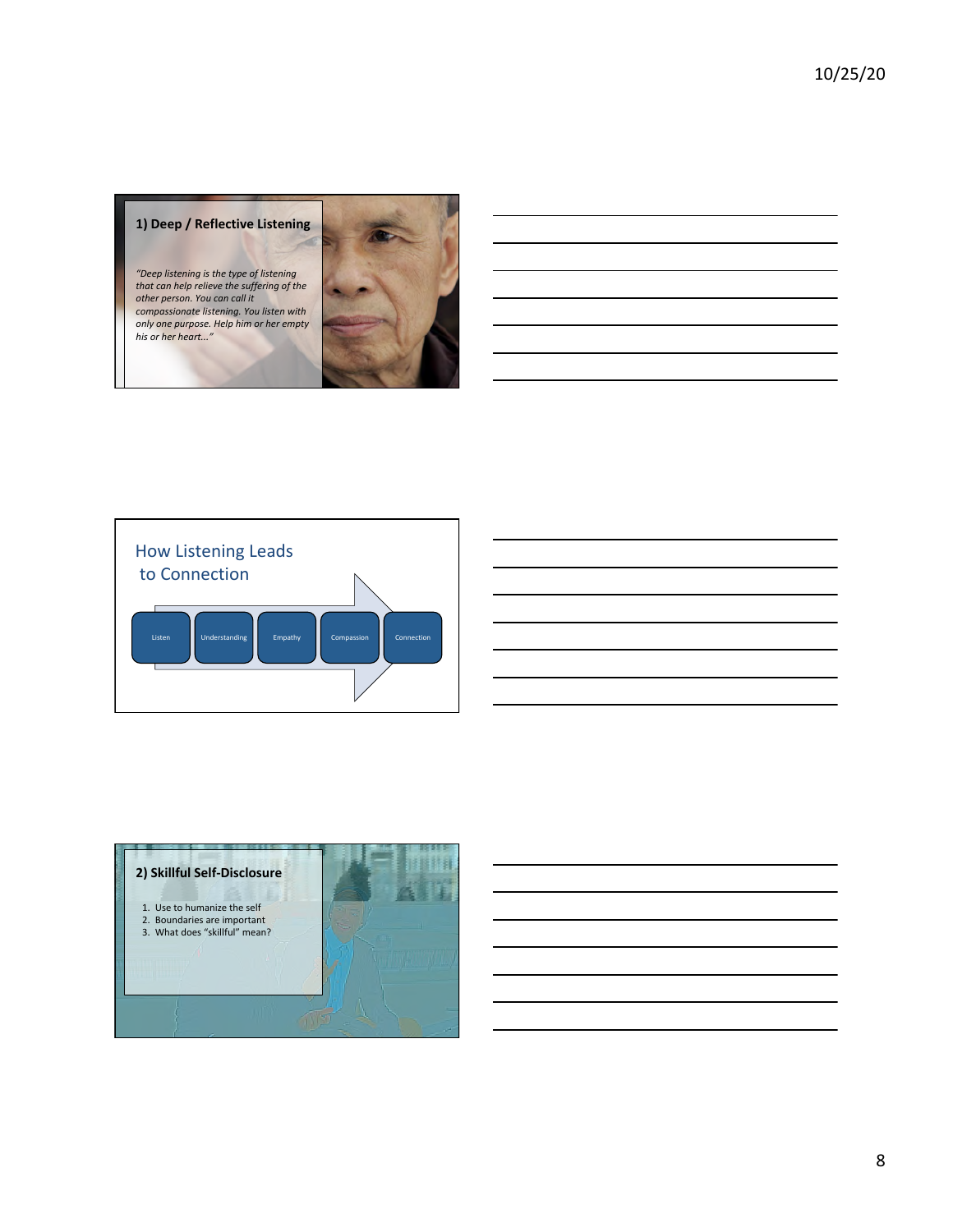## 1) Deep / Reflective Listening

*"Deep listening is the type of listening that can help relieve the suffering of the other person. You can call it compassionate listening. You listen with only one purpose. Help him or her empty his or her heart..."*

## How Listening Leads to Connection

Listen
Understanding
Empathy
Compassion
Connection

## 2) Skillful Self-Disclosure

1. Use to humanize the self
2. Boundaries are important
3. What does "skillful" mean?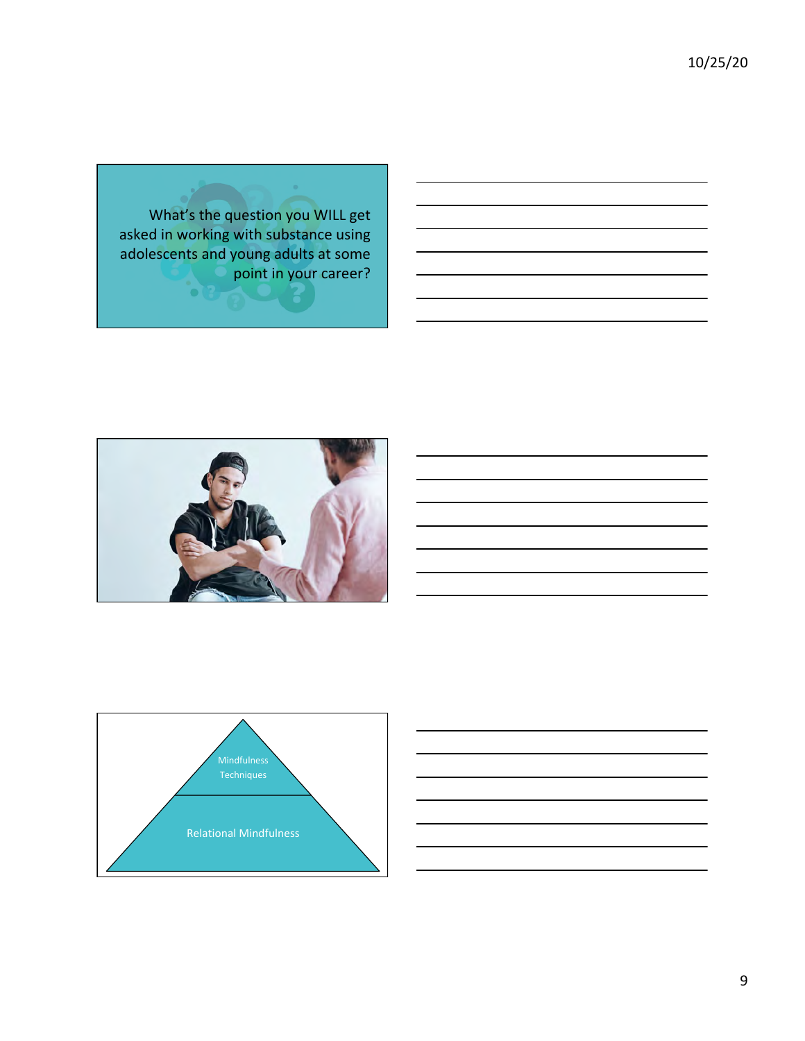What's the question you WILL get asked in working with substance using adolescents and young adults at some point in your career?

Mindfulness Techniques

Relational Mindfulness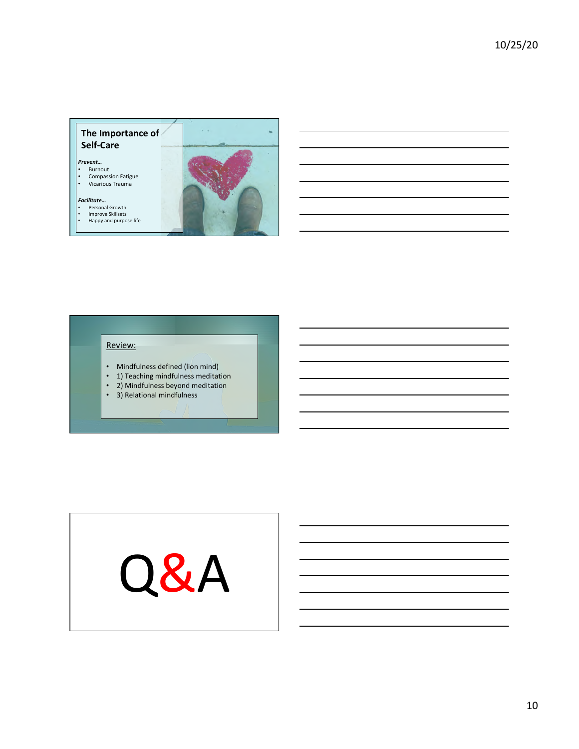## The Importance of Self-Care

***Prevent…***

- Burnout
- Compassion Fatigue
- Vicarious Trauma

***Facilitate…***

- Personal Growth
- Improve Skillsets
- Happy and purpose life

Review:

- Mindfulness defined (lion mind)
- 1) Teaching mindfulness meditation
- 2) Mindfulness beyond meditation
- 3) Relational mindfulness

# Q&A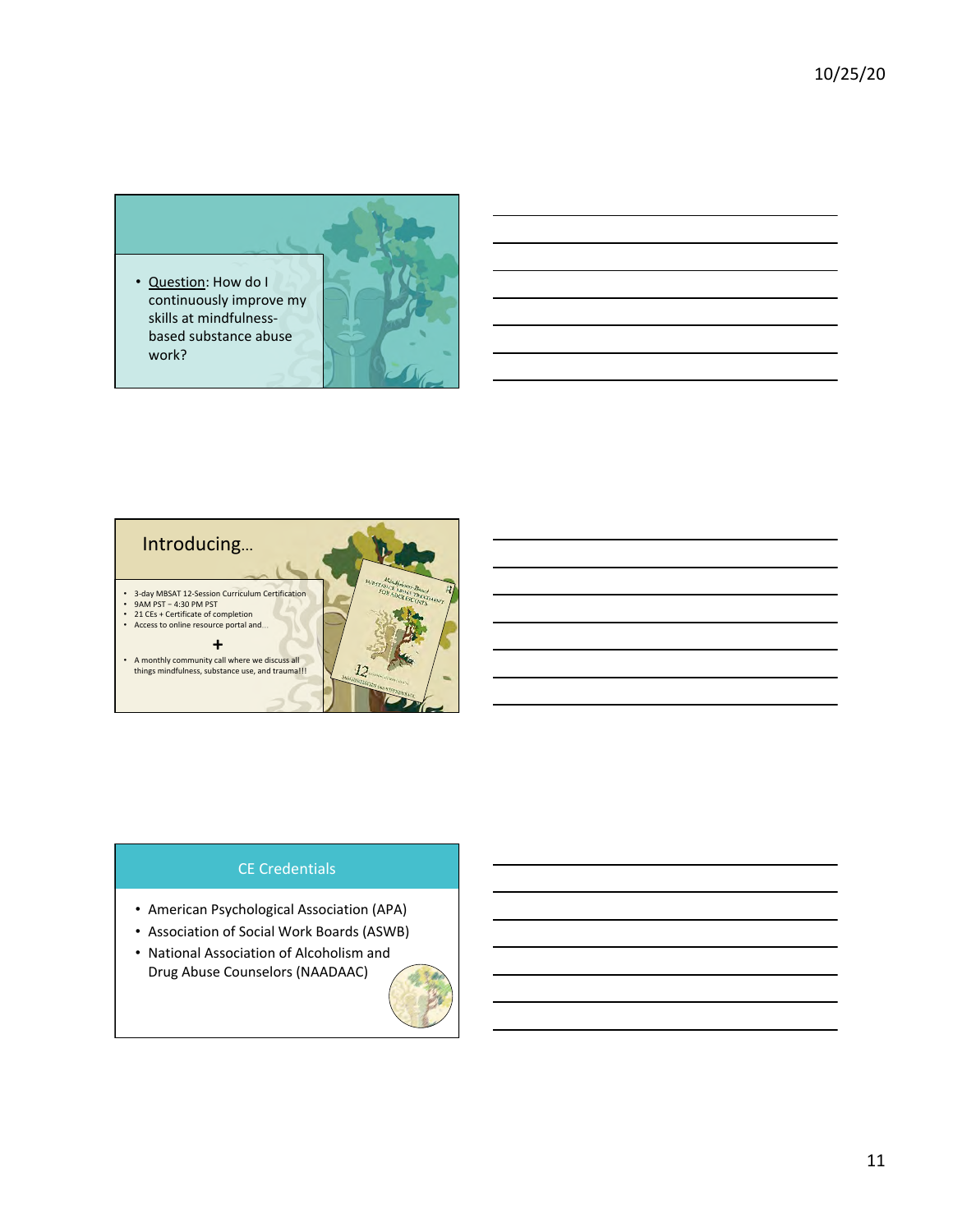- Question: How do I continuously improve my skills at mindfulness-based substance abuse work?

## Introducing…

- 3-day MBSAT 12-Session Curriculum Certification
- 9AM PST – 4:30 PM PST
- 21 CEs + Certificate of completion
- Access to online resource portal and…

**+**

- A monthly community call where we discuss all things mindfulness, substance use, and trauma!!!

## CE Credentials

- American Psychological Association (APA)
- Association of Social Work Boards (ASWB)
- National Association of Alcoholism and Drug Abuse Counselors (NAADAAC)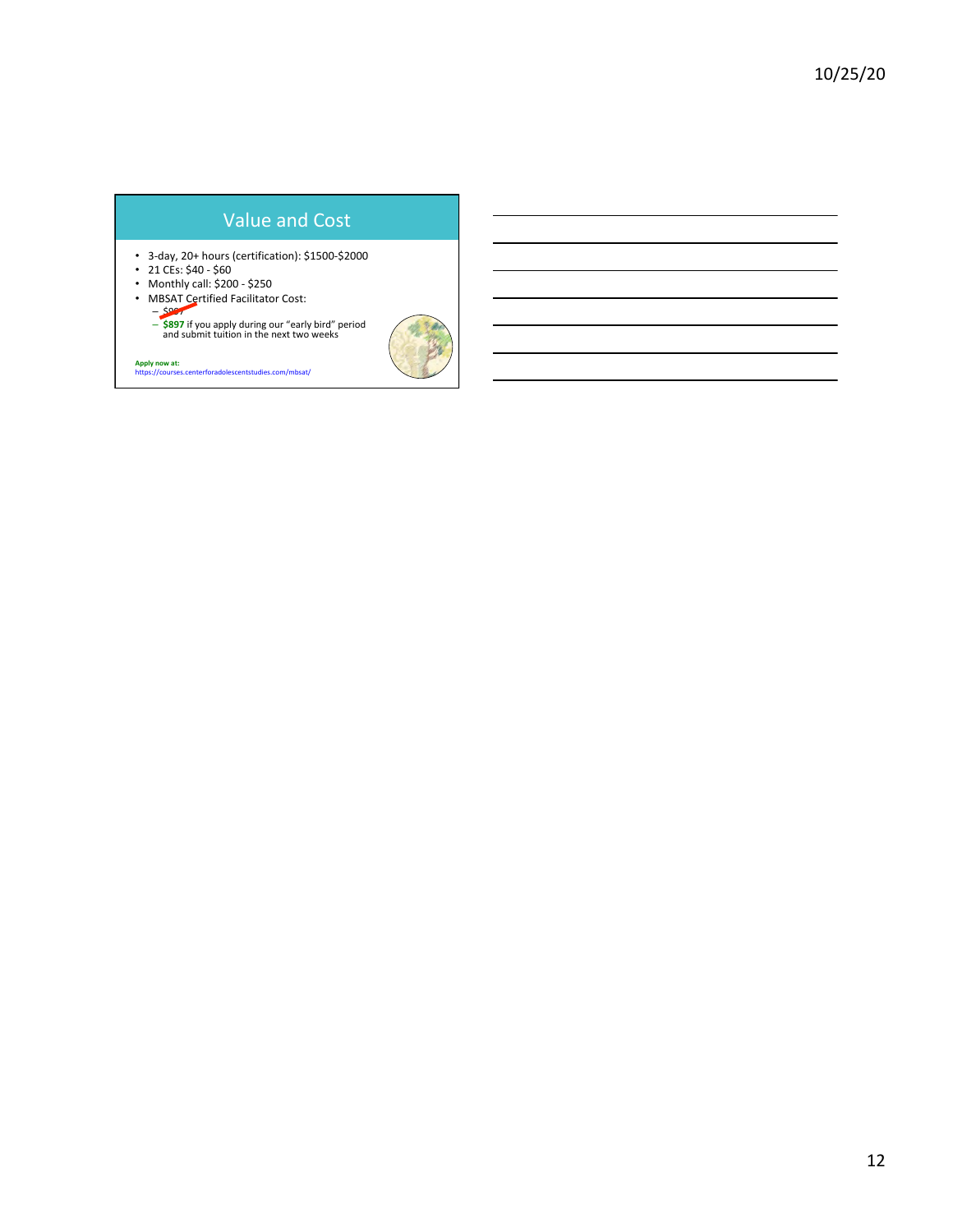## Value and Cost

- 3-day, 20+ hours (certification): $1500-$2000
- 21 CEs: $40 - $60
- Monthly call: $200 - $250
- MBSAT Certified Facilitator Cost:
  - ~~$997~~
  - **$897** if you apply during our "early bird" period and submit tuition in the next two weeks

**Apply now at:**
https://courses.centerforadolescentstudies.com/mbsat/